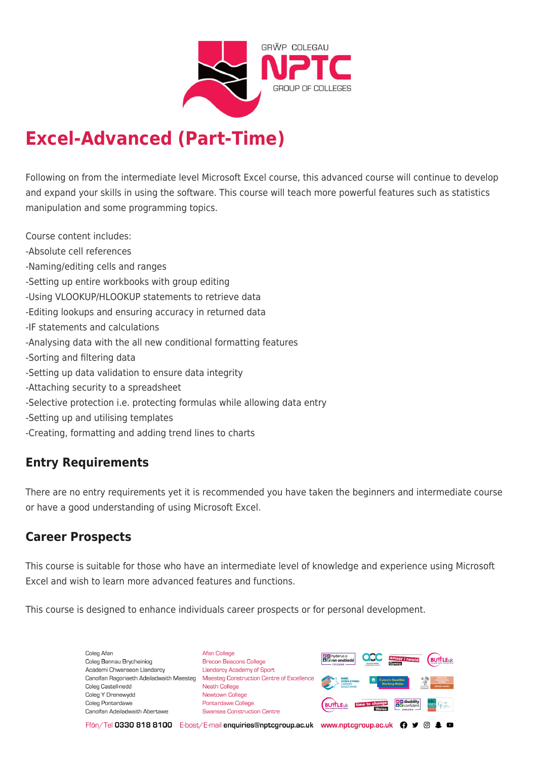# Excel-Advanced (Part-Time)

Following on from the intermediate level Microsoft Excel course, this advanced course will continue to develop and expand your skills in using the software. This course will teach more powerful features such as statistics manipulation and some programming topics.

Course content includes:
-Absolute cell references
-Naming/editing cells and ranges
-Setting up entire workbooks with group editing
-Using VLOOKUP/HLOOKUP statements to retrieve data
-Editing lookups and ensuring accuracy in returned data
-IF statements and calculations
-Analysing data with the all new conditional formatting features
-Sorting and filtering data
-Setting up data validation to ensure data integrity
-Attaching security to a spreadsheet
-Selective protection i.e. protecting formulas while allowing data entry
-Setting up and utilising templates
-Creating, formatting and adding trend lines to charts

## Entry Requirements

There are no entry requirements yet it is recommended you have taken the beginners and intermediate course or have a good understanding of using Microsoft Excel.

## Career Prospects

This course is suitable for those who have an intermediate level of knowledge and experience using Microsoft Excel and wish to learn more advanced features and functions.

This course is designed to enhance individuals career prospects or for personal development.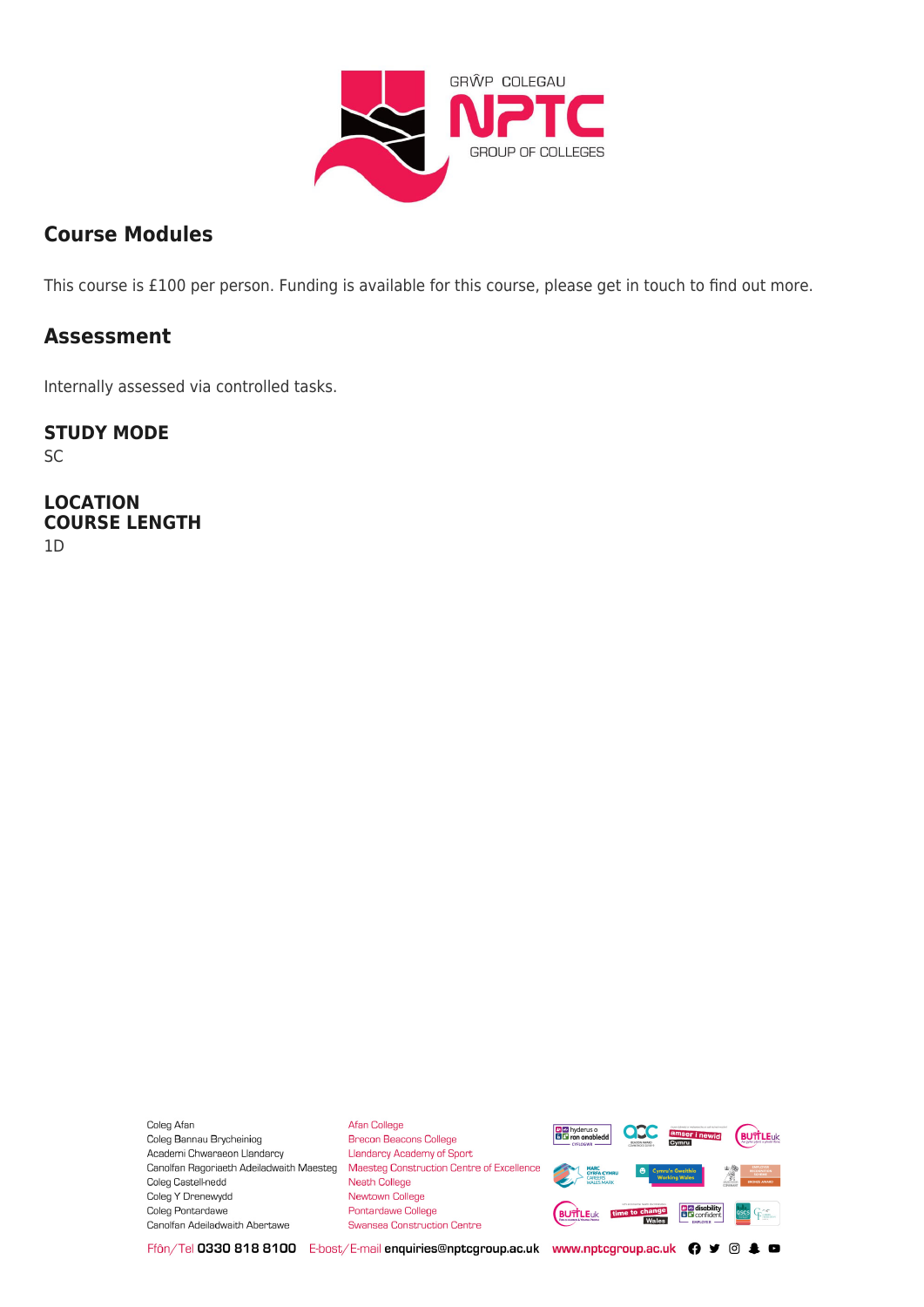## Course Modules

This course is £100 per person. Funding is available for this course, please get in touch to find out more.

## Assessment

Internally assessed via controlled tasks.

**STUDY MODE**
SC

**LOCATION**

**COURSE LENGTH**
1D